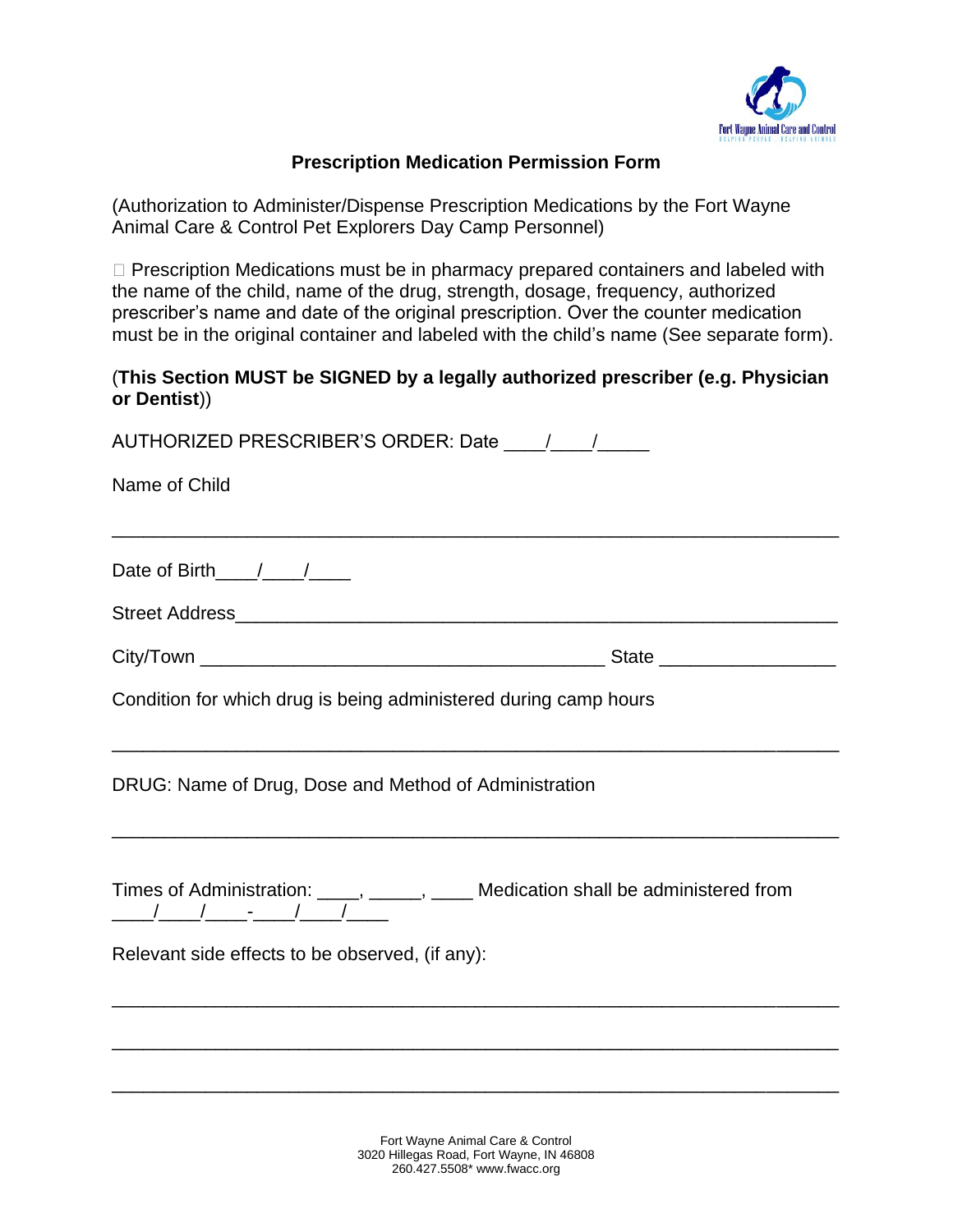## Prescription Medication Permission Form

(Authorization to Administer/Dispense Prescription Medications by the Fort Wayne Animal Care & Control Pet Explorers Day Camp Personnel)

☐ Prescription Medications must be in pharmacy prepared containers and labeled with the name of the child, name of the drug, strength, dosage, frequency, authorized prescriber's name and date of the original prescription. Over the counter medication must be in the original container and labeled with the child's name (See separate form).

(**This Section MUST be SIGNED by a legally authorized prescriber (e.g. Physician or Dentist**))

AUTHORIZED PRESCRIBER'S ORDER: Date ____/____/_____

Name of Child

_____________________________________________________________________

Date of Birth____/____/____

Street Address___________________________________________________________

City/Town ______________________________________ State ________________

Condition for which drug is being administered during camp hours

_____________________________________________________________________

DRUG: Name of Drug, Dose and Method of Administration

_____________________________________________________________________

Times of Administration: ____, _____, ____ Medication shall be administered from ____/____/____-____/____/____

Relevant side effects to be observed, (if any):

_____________________________________________________________________

_____________________________________________________________________

_____________________________________________________________________

Fort Wayne Animal Care & Control
3020 Hillegas Road, Fort Wayne, IN 46808
260.427.5508* www.fwacc.org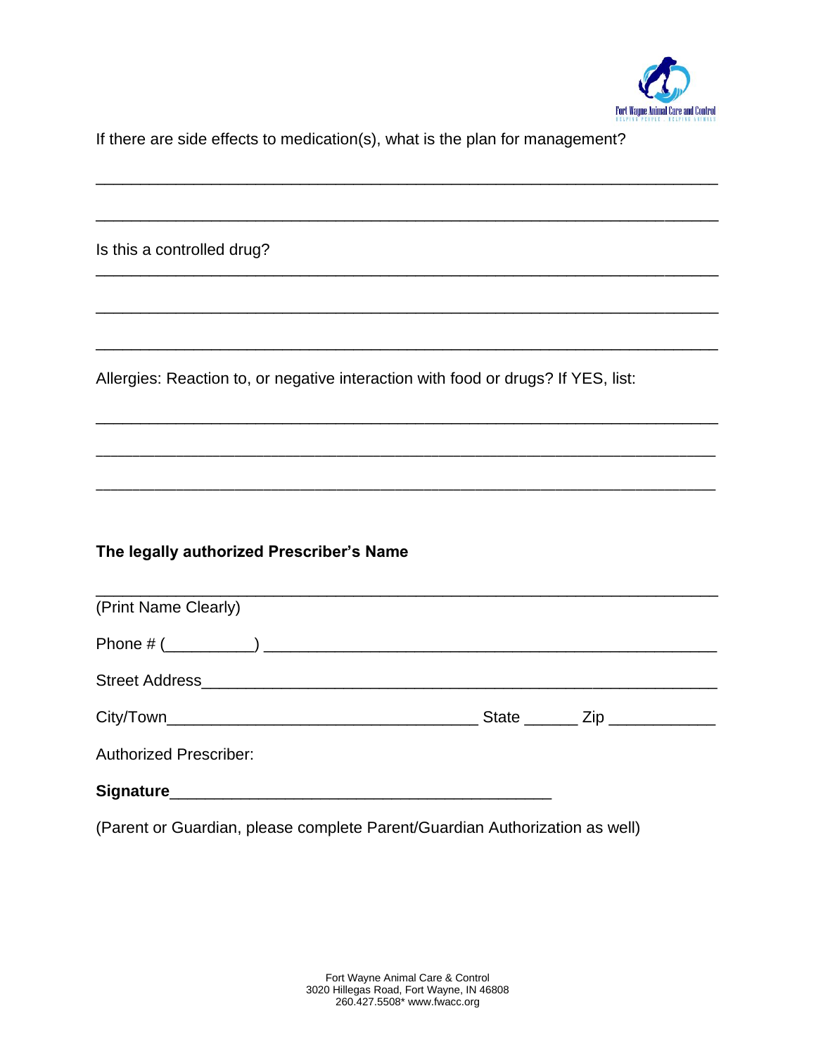If there are side effects to medication(s), what is the plan for management?

\_\_\_\_\_\_\_\_\_\_\_\_\_\_\_\_\_\_\_\_\_\_\_\_\_\_\_\_\_\_\_\_\_\_\_\_\_\_\_\_\_\_\_\_\_\_\_\_\_\_\_\_\_\_\_\_\_\_\_\_\_\_\_\_\_\_\_\_

\_\_\_\_\_\_\_\_\_\_\_\_\_\_\_\_\_\_\_\_\_\_\_\_\_\_\_\_\_\_\_\_\_\_\_\_\_\_\_\_\_\_\_\_\_\_\_\_\_\_\_\_\_\_\_\_\_\_\_\_\_\_\_\_\_\_\_\_

Is this a controlled drug?

\_\_\_\_\_\_\_\_\_\_\_\_\_\_\_\_\_\_\_\_\_\_\_\_\_\_\_\_\_\_\_\_\_\_\_\_\_\_\_\_\_\_\_\_\_\_\_\_\_\_\_\_\_\_\_\_\_\_\_\_\_\_\_\_\_\_\_\_

\_\_\_\_\_\_\_\_\_\_\_\_\_\_\_\_\_\_\_\_\_\_\_\_\_\_\_\_\_\_\_\_\_\_\_\_\_\_\_\_\_\_\_\_\_\_\_\_\_\_\_\_\_\_\_\_\_\_\_\_\_\_\_\_\_\_\_\_

\_\_\_\_\_\_\_\_\_\_\_\_\_\_\_\_\_\_\_\_\_\_\_\_\_\_\_\_\_\_\_\_\_\_\_\_\_\_\_\_\_\_\_\_\_\_\_\_\_\_\_\_\_\_\_\_\_\_\_\_\_\_\_\_\_\_\_\_

Allergies: Reaction to, or negative interaction with food or drugs? If YES, list:

\_\_\_\_\_\_\_\_\_\_\_\_\_\_\_\_\_\_\_\_\_\_\_\_\_\_\_\_\_\_\_\_\_\_\_\_\_\_\_\_\_\_\_\_\_\_\_\_\_\_\_\_\_\_\_\_\_\_\_\_\_\_\_\_\_\_\_\_

\_\_\_\_\_\_\_\_\_\_\_\_\_\_\_\_\_\_\_\_\_\_\_\_\_\_\_\_\_\_\_\_\_\_\_\_\_\_\_\_\_\_\_\_\_\_\_\_\_\_\_\_\_\_\_\_\_\_\_\_\_\_\_\_\_\_\_\_

\_\_\_\_\_\_\_\_\_\_\_\_\_\_\_\_\_\_\_\_\_\_\_\_\_\_\_\_\_\_\_\_\_\_\_\_\_\_\_\_\_\_\_\_\_\_\_\_\_\_\_\_\_\_\_\_\_\_\_\_\_\_\_\_\_\_\_\_

**The legally authorized Prescriber's Name**

\_\_\_\_\_\_\_\_\_\_\_\_\_\_\_\_\_\_\_\_\_\_\_\_\_\_\_\_\_\_\_\_\_\_\_\_\_\_\_\_\_\_\_\_\_\_\_\_\_\_\_\_\_\_\_\_\_\_\_\_\_\_\_\_\_\_\_\_

(Print Name Clearly)

Phone # (\_\_\_\_\_\_\_\_\_\_) \_\_\_\_\_\_\_\_\_\_\_\_\_\_\_\_\_\_\_\_\_\_\_\_\_\_\_\_\_\_\_\_\_\_\_\_\_\_\_\_\_\_\_\_\_\_\_\_\_\_\_\_

Street Address\_\_\_\_\_\_\_\_\_\_\_\_\_\_\_\_\_\_\_\_\_\_\_\_\_\_\_\_\_\_\_\_\_\_\_\_\_\_\_\_\_\_\_\_\_\_\_\_\_\_\_\_\_\_\_\_

City/Town\_\_\_\_\_\_\_\_\_\_\_\_\_\_\_\_\_\_\_\_\_\_\_\_\_\_\_\_\_\_\_\_\_\_\_\_ State \_\_\_\_\_\_ Zip \_\_\_\_\_\_\_\_\_\_\_\_

Authorized Prescriber:

**Signature**\_\_\_\_\_\_\_\_\_\_\_\_\_\_\_\_\_\_\_\_\_\_\_\_\_\_\_\_\_\_\_\_\_\_\_\_\_\_\_\_\_\_\_\_\_

(Parent or Guardian, please complete Parent/Guardian Authorization as well)

Fort Wayne Animal Care & Control
3020 Hillegas Road, Fort Wayne, IN 46808
260.427.5508* www.fwacc.org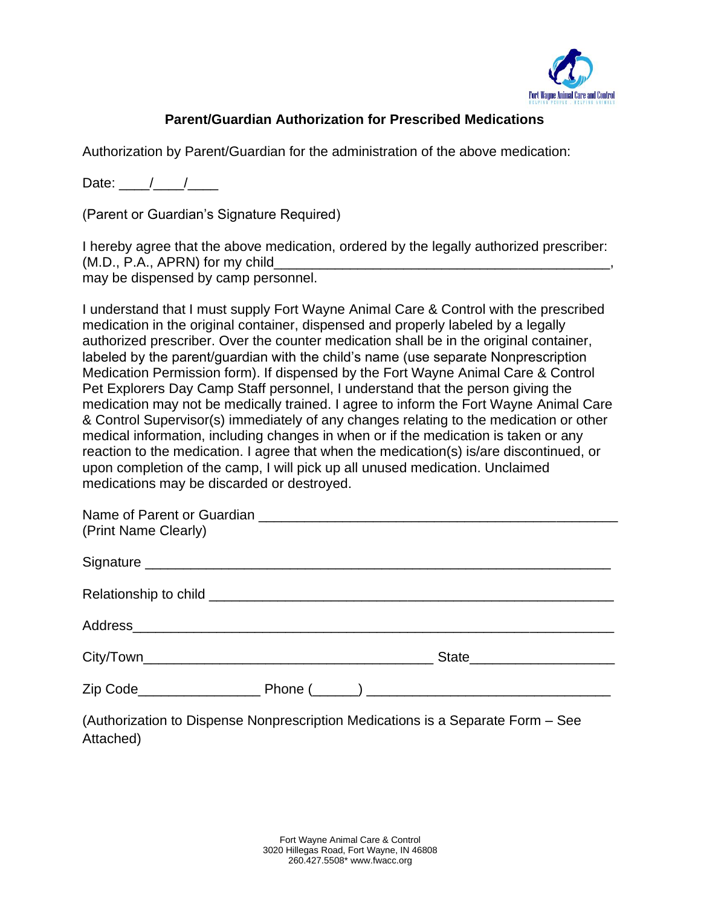## Parent/Guardian Authorization for Prescribed Medications

Authorization by Parent/Guardian for the administration of the above medication:

Date: ____/____/____

(Parent or Guardian's Signature Required)

I hereby agree that the above medication, ordered by the legally authorized prescriber: (M.D., P.A., APRN) for my child_____________________________________________, may be dispensed by camp personnel.

I understand that I must supply Fort Wayne Animal Care & Control with the prescribed medication in the original container, dispensed and properly labeled by a legally authorized prescriber. Over the counter medication shall be in the original container, labeled by the parent/guardian with the child's name (use separate Nonprescription Medication Permission form). If dispensed by the Fort Wayne Animal Care & Control Pet Explorers Day Camp Staff personnel, I understand that the person giving the medication may not be medically trained. I agree to inform the Fort Wayne Animal Care & Control Supervisor(s) immediately of any changes relating to the medication or other medical information, including changes in when or if the medication is taken or any reaction to the medication. I agree that when the medication(s) is/are discontinued, or upon completion of the camp, I will pick up all unused medication. Unclaimed medications may be discarded or destroyed.

Name of Parent or Guardian _______________________________________________
(Print Name Clearly)

Signature ______________________________________________________________

Relationship to child _____________________________________________________

Address_________________________________________________________________

City/Town______________________________________ State__________________

Zip Code________________ Phone (______) _______________________________

(Authorization to Dispense Nonprescription Medications is a Separate Form – See Attached)

Fort Wayne Animal Care & Control
3020 Hillegas Road, Fort Wayne, IN 46808
260.427.5508* www.fwacc.org